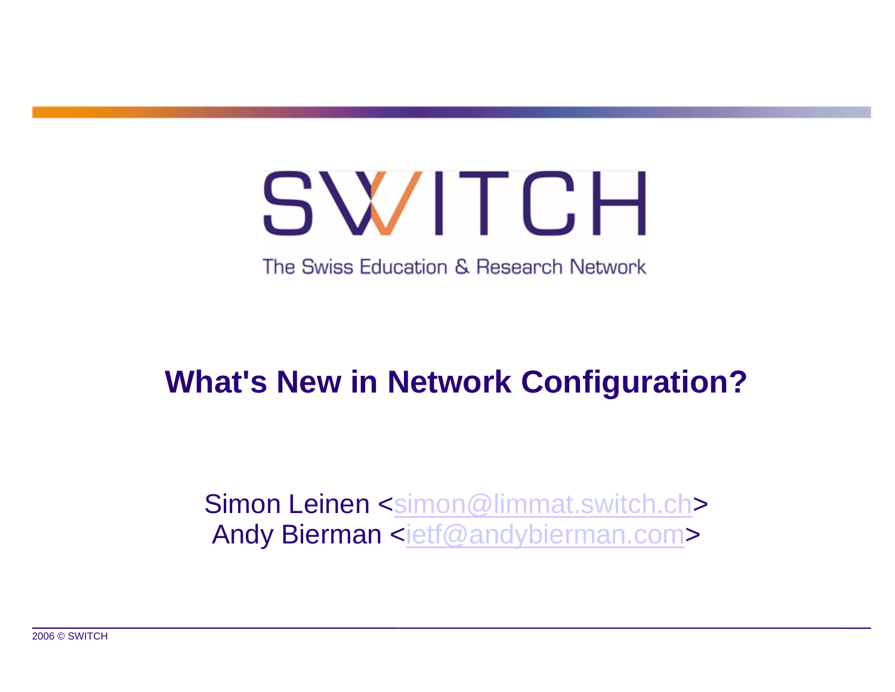SWITCH

The Swiss Education & Research Network

# What's New in Network Configuration?

Simon Leinen <simon@limmat.switch.ch>
Andy Bierman <ietf@andybierman.com>

2006 © SWITCH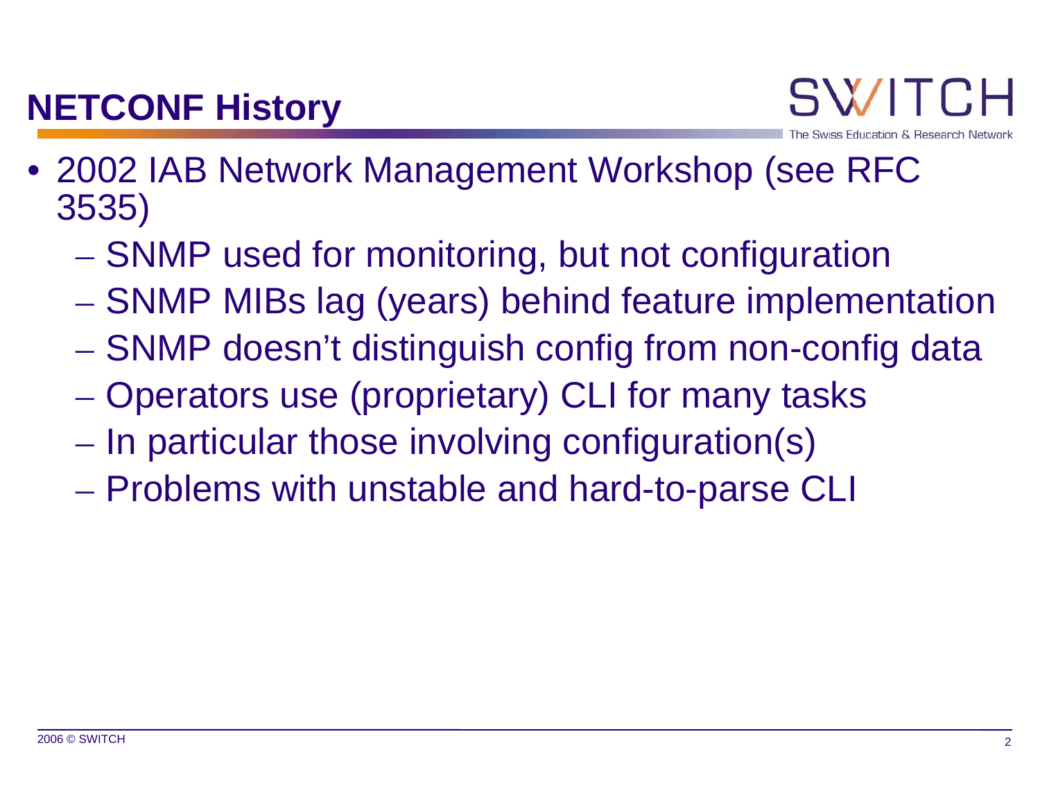# NETCONF History

- 2002 IAB Network Management Workshop (see RFC 3535)
  - SNMP used for monitoring, but not configuration
  - SNMP MIBs lag (years) behind feature implementation
  - SNMP doesn't distinguish config from non-config data
  - Operators use (proprietary) CLI for many tasks
  - In particular those involving configuration(s)
  - Problems with unstable and hard-to-parse CLI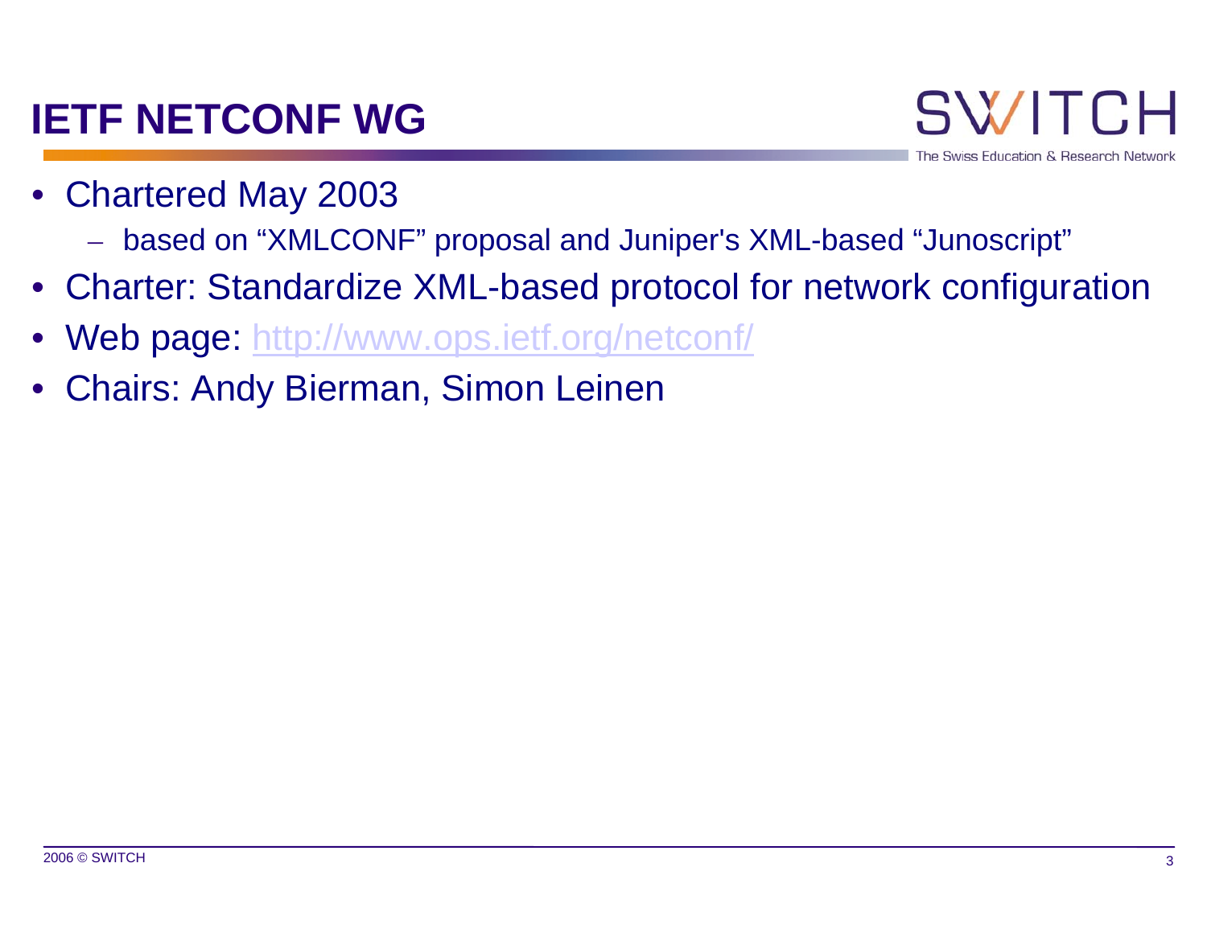# IETF NETCONF WG

- Chartered May 2003
  - based on “XMLCONF” proposal and Juniper's XML-based “Junoscript”
- Charter: Standardize XML-based protocol for network configuration
- Web page: http://www.ops.ietf.org/netconf/
- Chairs: Andy Bierman, Simon Leinen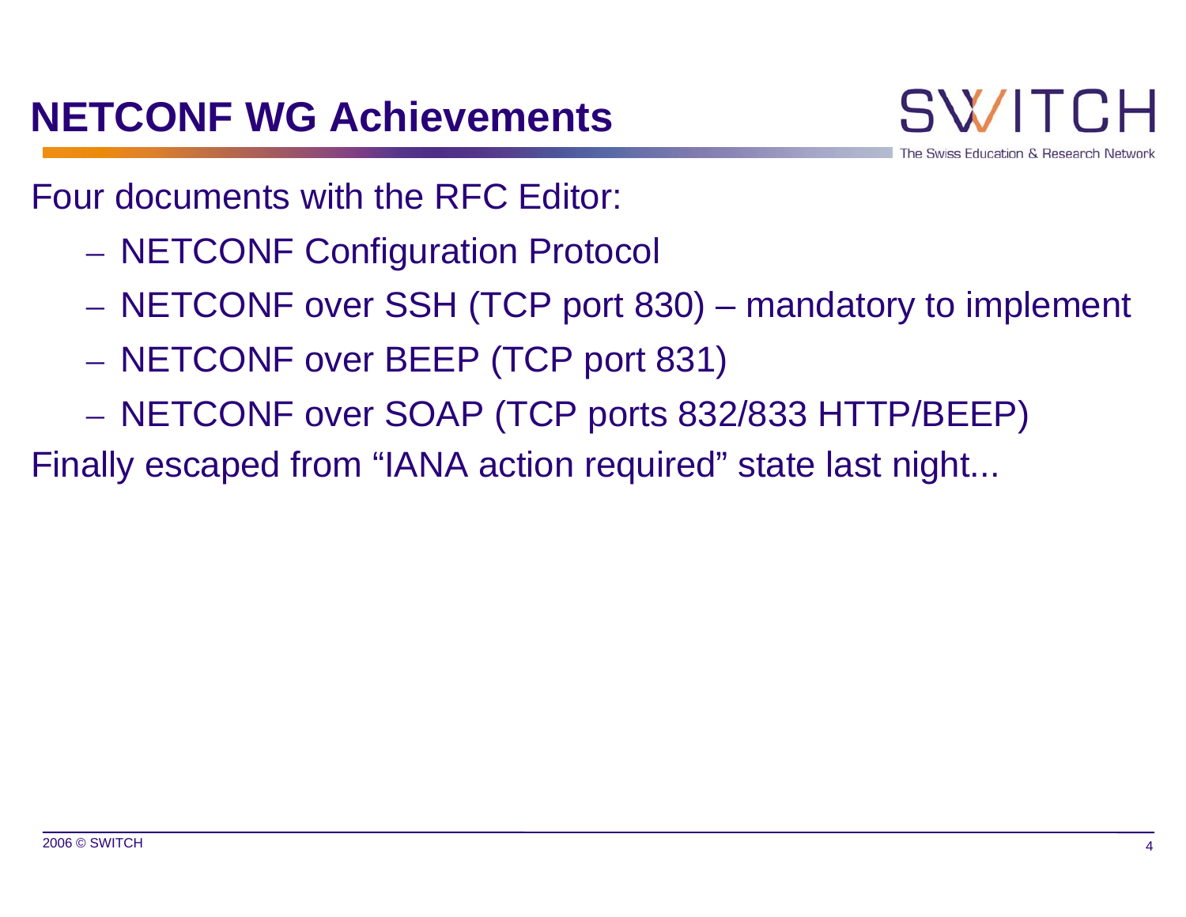# NETCONF WG Achievements

Four documents with the RFC Editor:

- NETCONF Configuration Protocol
- NETCONF over SSH (TCP port 830) – mandatory to implement
- NETCONF over BEEP (TCP port 831)
- NETCONF over SOAP (TCP ports 832/833 HTTP/BEEP)

Finally escaped from “IANA action required” state last night...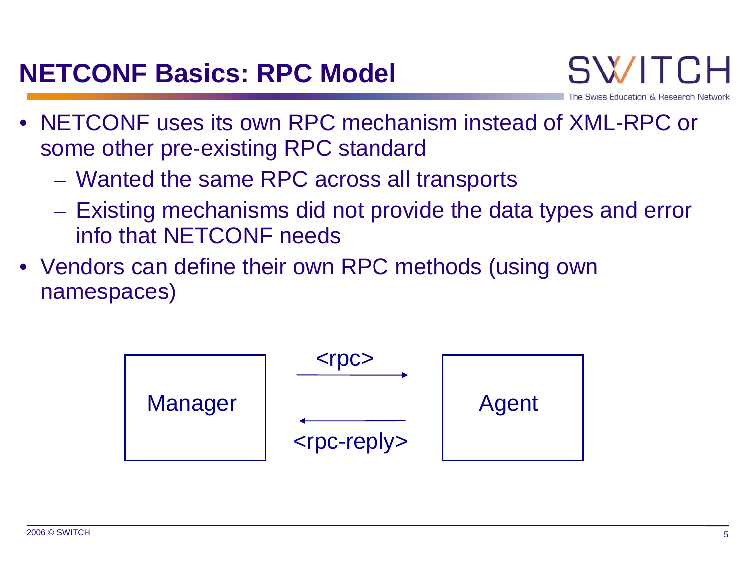# NETCONF Basics: RPC Model

- NETCONF uses its own RPC mechanism instead of XML-RPC or some other pre-existing RPC standard
  - Wanted the same RPC across all transports
  - Existing mechanisms did not provide the data types and error info that NETCONF needs
- Vendors can define their own RPC methods (using own namespaces)

Manager

<rpc>

<rpc-reply>

Agent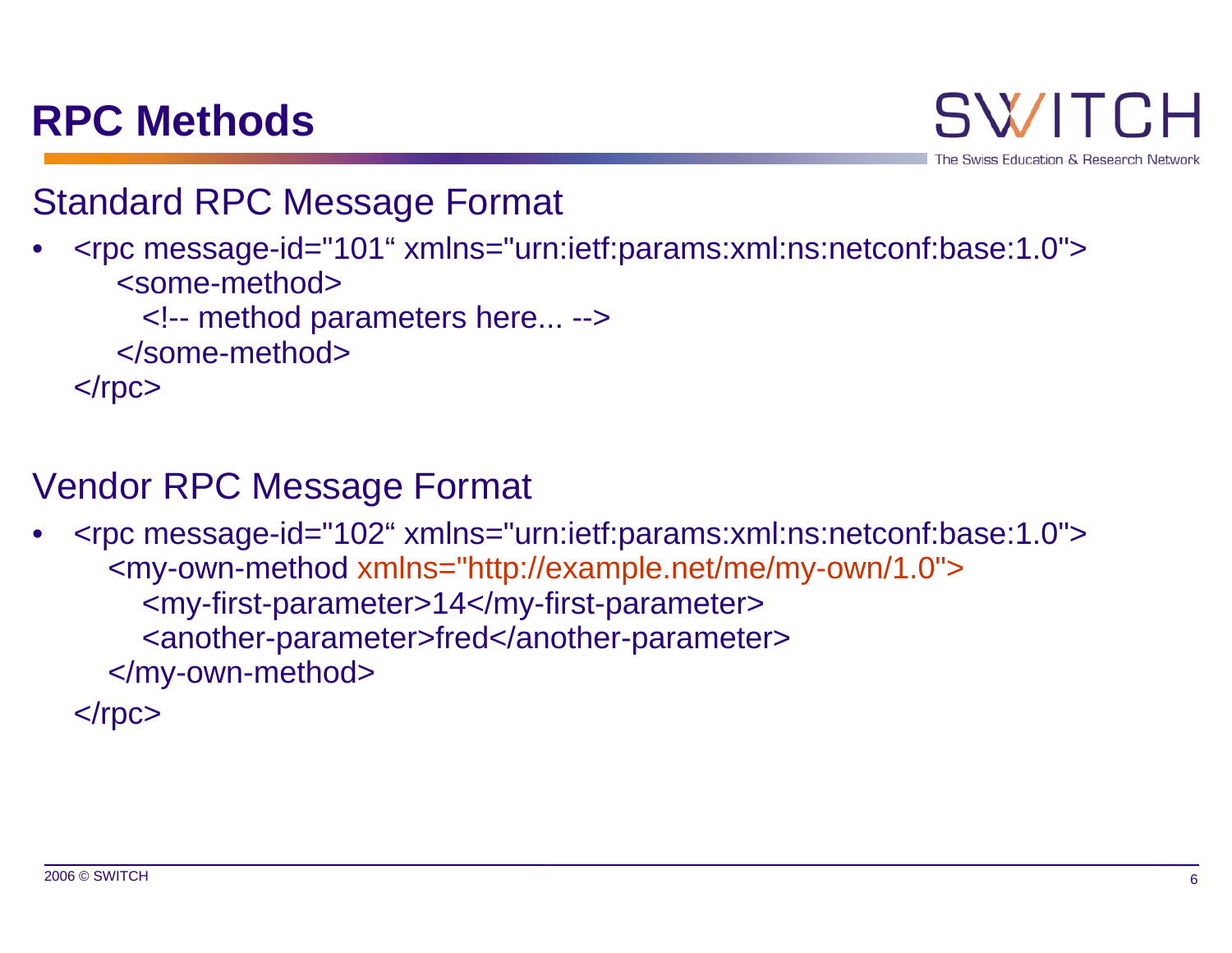# RPC Methods

## Standard RPC Message Format

- ```
  <rpc message-id="101“ xmlns="urn:ietf:params:xml:ns:netconf:base:1.0">
      <some-method>
        <!-- method parameters here... -->
      </some-method>
  </rpc>
  ```

## Vendor RPC Message Format

- ```
  <rpc message-id="102“ xmlns="urn:ietf:params:xml:ns:netconf:base:1.0">
     <my-own-method xmlns="http://example.net/me/my-own/1.0">
        <my-first-parameter>14</my-first-parameter>
        <another-parameter>fred</another-parameter>
     </my-own-method>
  </rpc>
  ```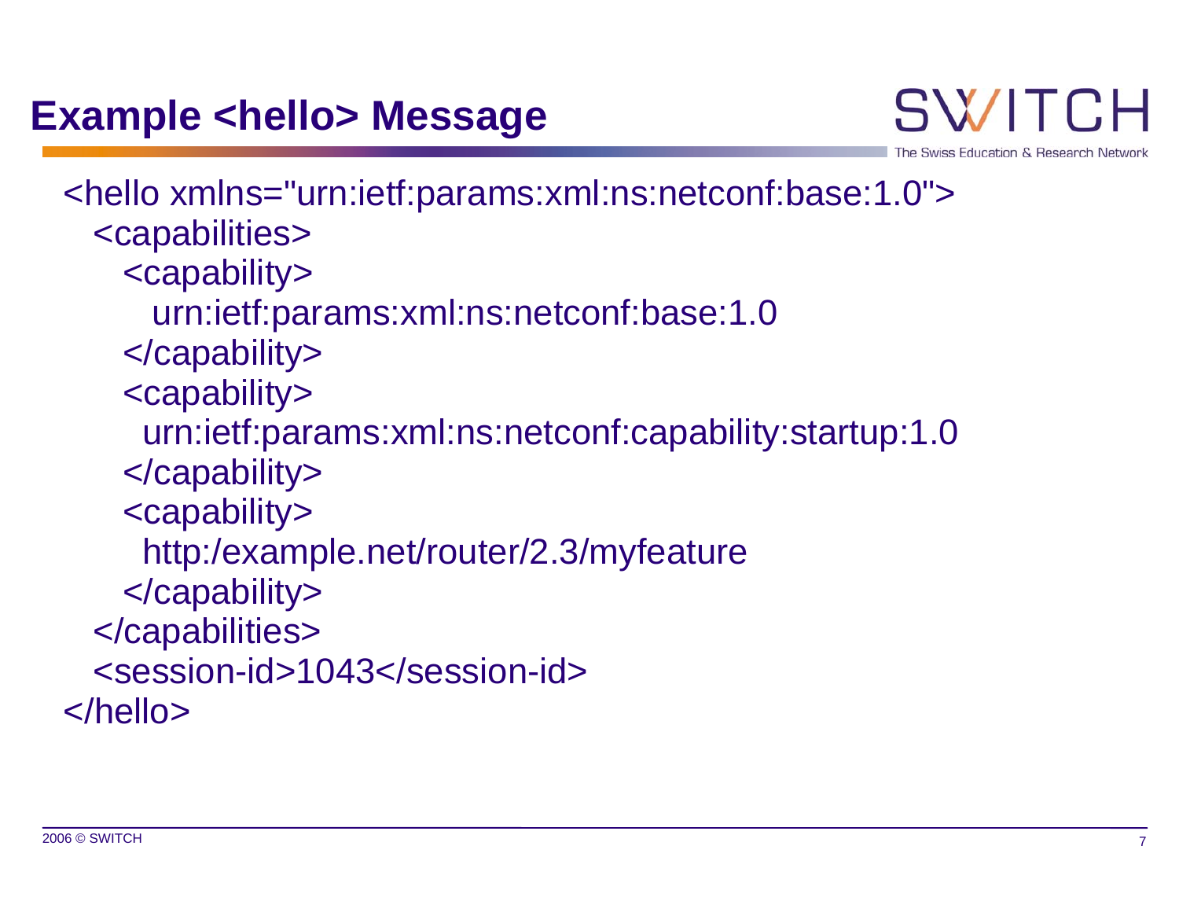# Example <hello> Message

```
<hello xmlns="urn:ietf:params:xml:ns:netconf:base:1.0">
  <capabilities>
    <capability>
      urn:ietf:params:xml:ns:netconf:base:1.0
    </capability>
    <capability>
      urn:ietf:params:xml:ns:netconf:capability:startup:1.0
    </capability>
    <capability>
      http:/example.net/router/2.3/myfeature
    </capability>
  </capabilities>
  <session-id>1043</session-id>
</hello>
```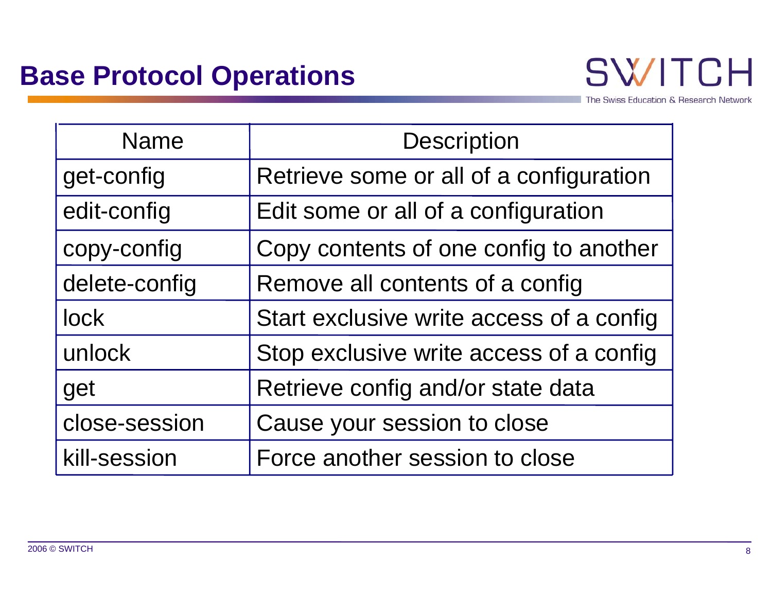# Base Protocol Operations

| Name | Description |
|---|---|
| get-config | Retrieve some or all of a configuration |
| edit-config | Edit some or all of a configuration |
| copy-config | Copy contents of one config to another |
| delete-config | Remove all contents of a config |
| lock | Start exclusive write access of a config |
| unlock | Stop exclusive write access of a config |
| get | Retrieve config and/or state data |
| close-session | Cause your session to close |
| kill-session | Force another session to close |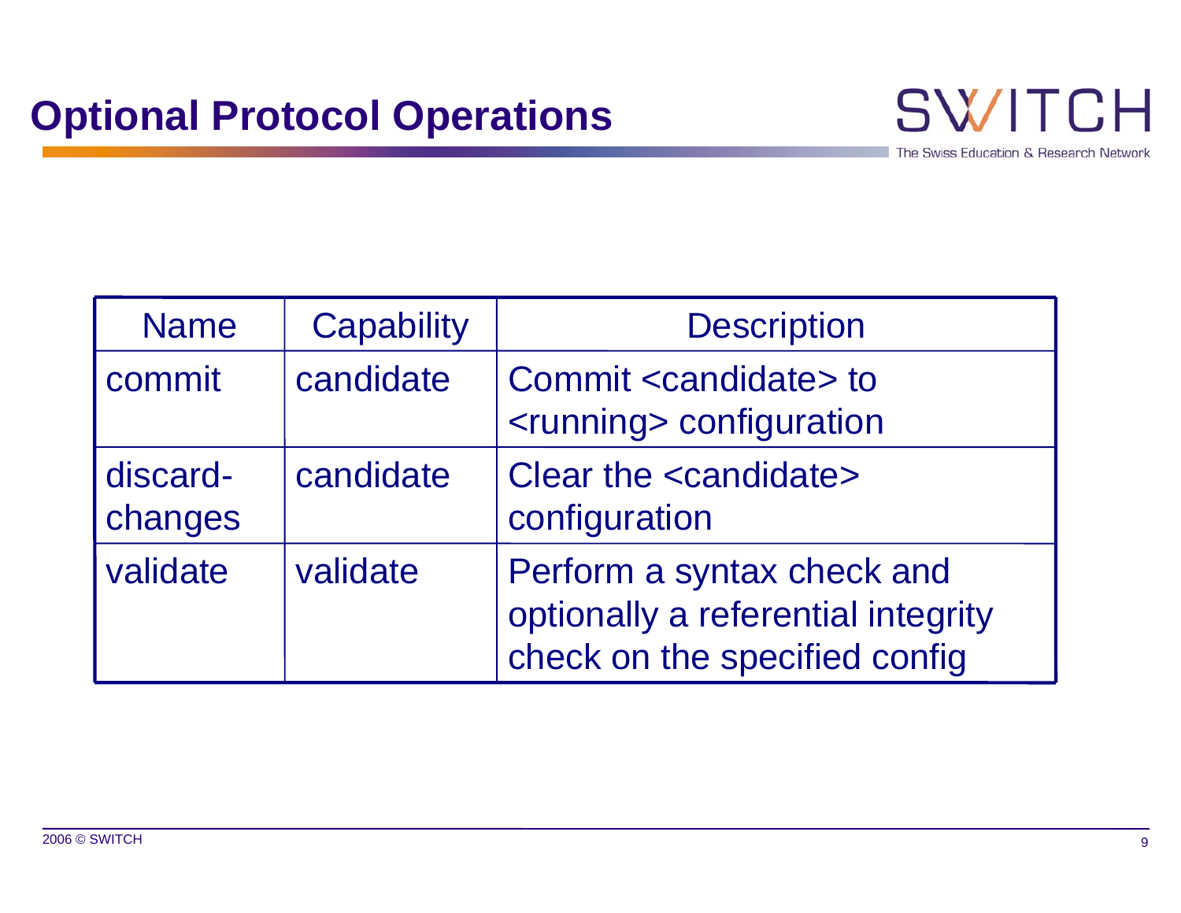# Optional Protocol Operations

| Name | Capability | Description |
|---|---|---|
| commit | candidate | Commit <candidate> to <running> configuration |
| discard-changes | candidate | Clear the <candidate> configuration |
| validate | validate | Perform a syntax check and optionally a referential integrity check on the specified config |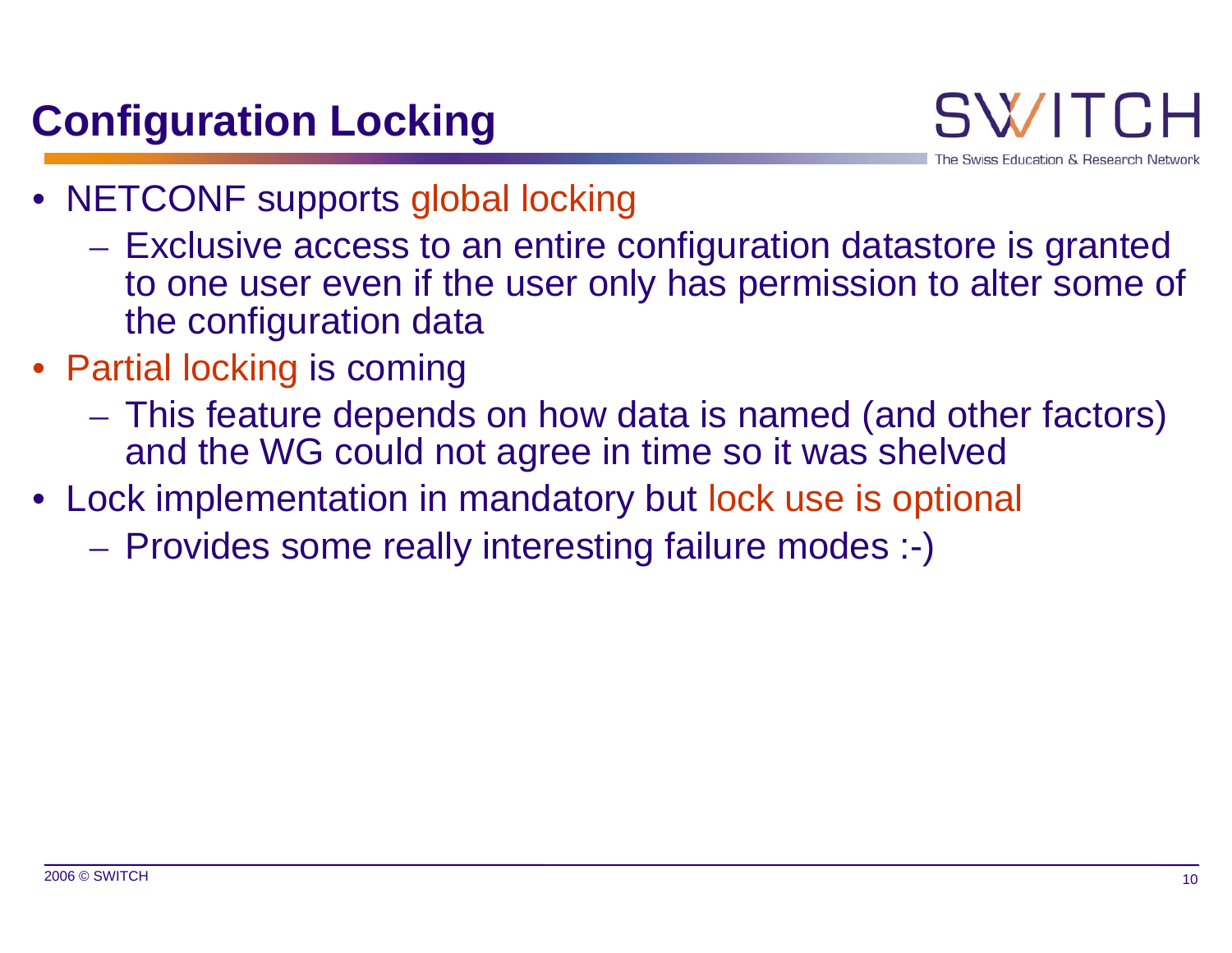# Configuration Locking

- NETCONF supports global locking
  - Exclusive access to an entire configuration datastore is granted to one user even if the user only has permission to alter some of the configuration data
- Partial locking is coming
  - This feature depends on how data is named (and other factors) and the WG could not agree in time so it was shelved
- Lock implementation in mandatory but lock use is optional
  - Provides some really interesting failure modes :-)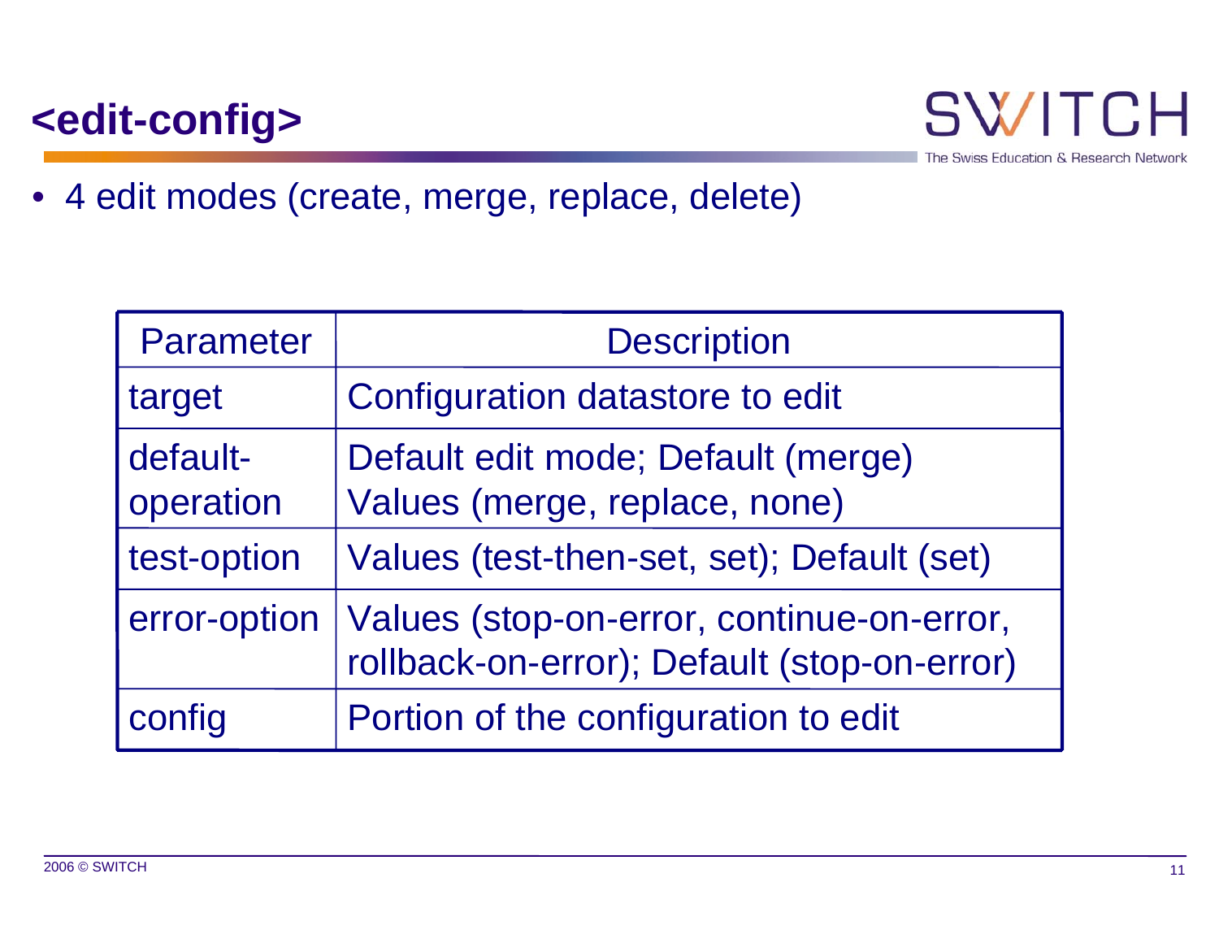# <edit-config>

- 4 edit modes (create, merge, replace, delete)

| Parameter | Description |
|---|---|
| target | Configuration datastore to edit |
| default-operation | Default edit mode; Default (merge) Values (merge, replace, none) |
| test-option | Values (test-then-set, set); Default (set) |
| error-option | Values (stop-on-error, continue-on-error, rollback-on-error); Default (stop-on-error) |
| config | Portion of the configuration to edit |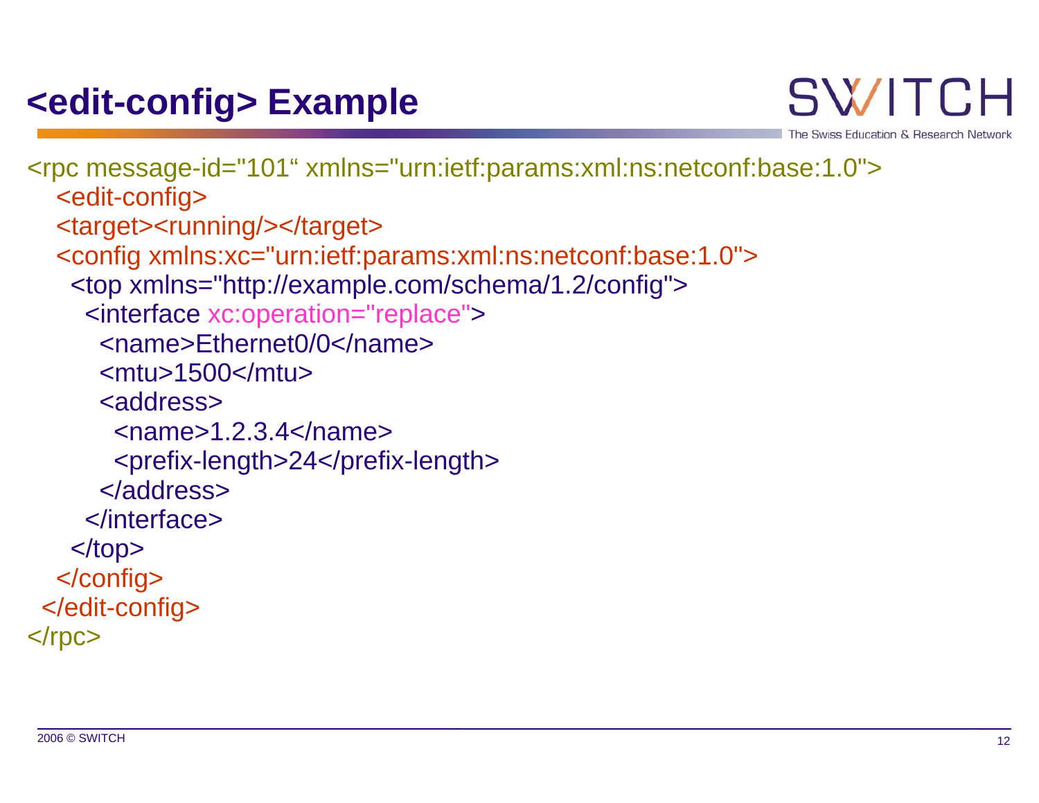# <edit-config> Example

```
<rpc message-id="101“ xmlns="urn:ietf:params:xml:ns:netconf:base:1.0">
  <edit-config>
  <target><running/></target>
  <config xmlns:xc="urn:ietf:params:xml:ns:netconf:base:1.0">
   <top xmlns="http://example.com/schema/1.2/config">
    <interface xc:operation="replace">
     <name>Ethernet0/0</name>
     <mtu>1500</mtu>
     <address>
      <name>1.2.3.4</name>
      <prefix-length>24</prefix-length>
     </address>
    </interface>
   </top>
  </config>
 </edit-config>
</rpc>
```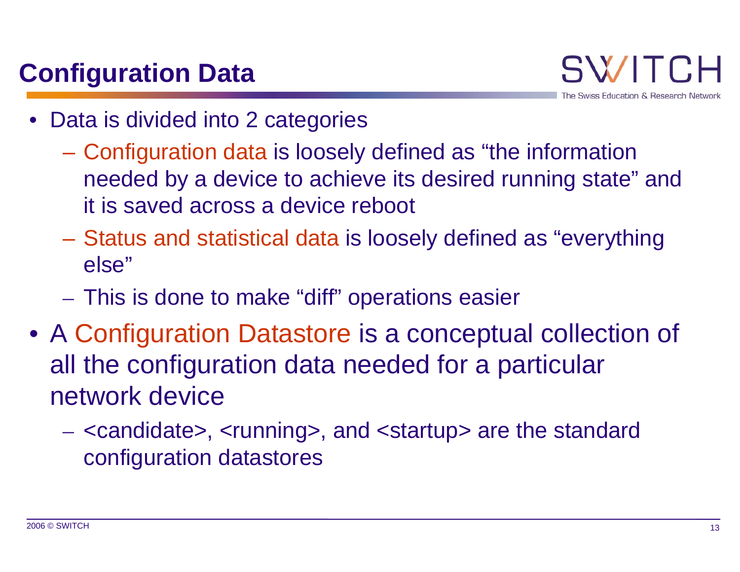# Configuration Data

- Data is divided into 2 categories
  - Configuration data is loosely defined as “the information needed by a device to achieve its desired running state” and it is saved across a device reboot
  - Status and statistical data is loosely defined as “everything else”
  - This is done to make “diff” operations easier
- A Configuration Datastore is a conceptual collection of all the configuration data needed for a particular network device
  - <candidate>, <running>, and <startup> are the standard configuration datastores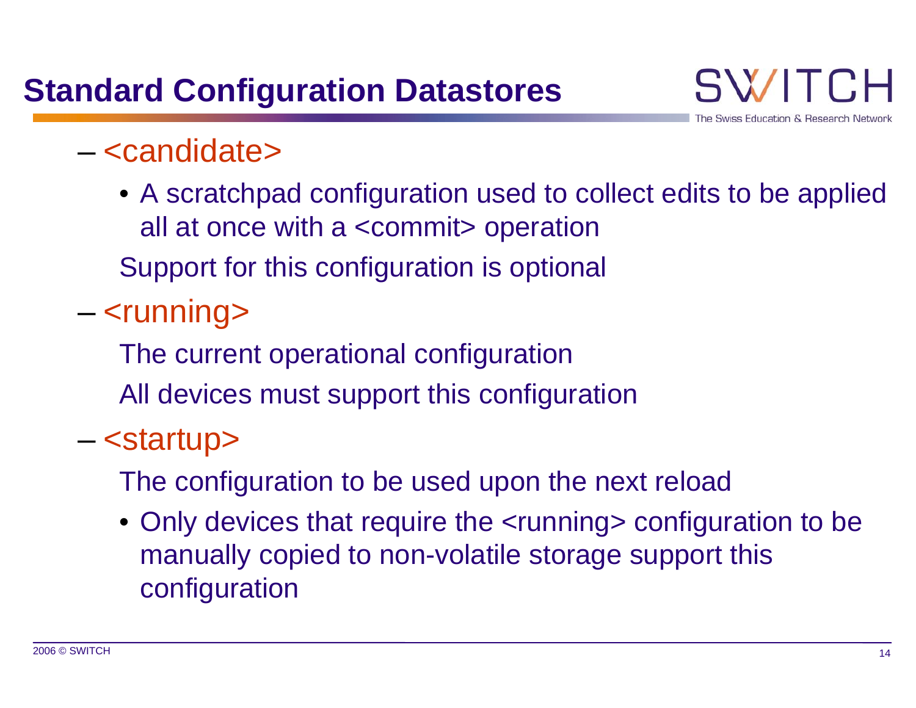# Standard Configuration Datastores

- <candidate>
  - A scratchpad configuration used to collect edits to be applied all at once with a <commit> operation

  Support for this configuration is optional
- <running>

  The current operational configuration

  All devices must support this configuration
- <startup>

  The configuration to be used upon the next reload

  - Only devices that require the <running> configuration to be manually copied to non-volatile storage support this configuration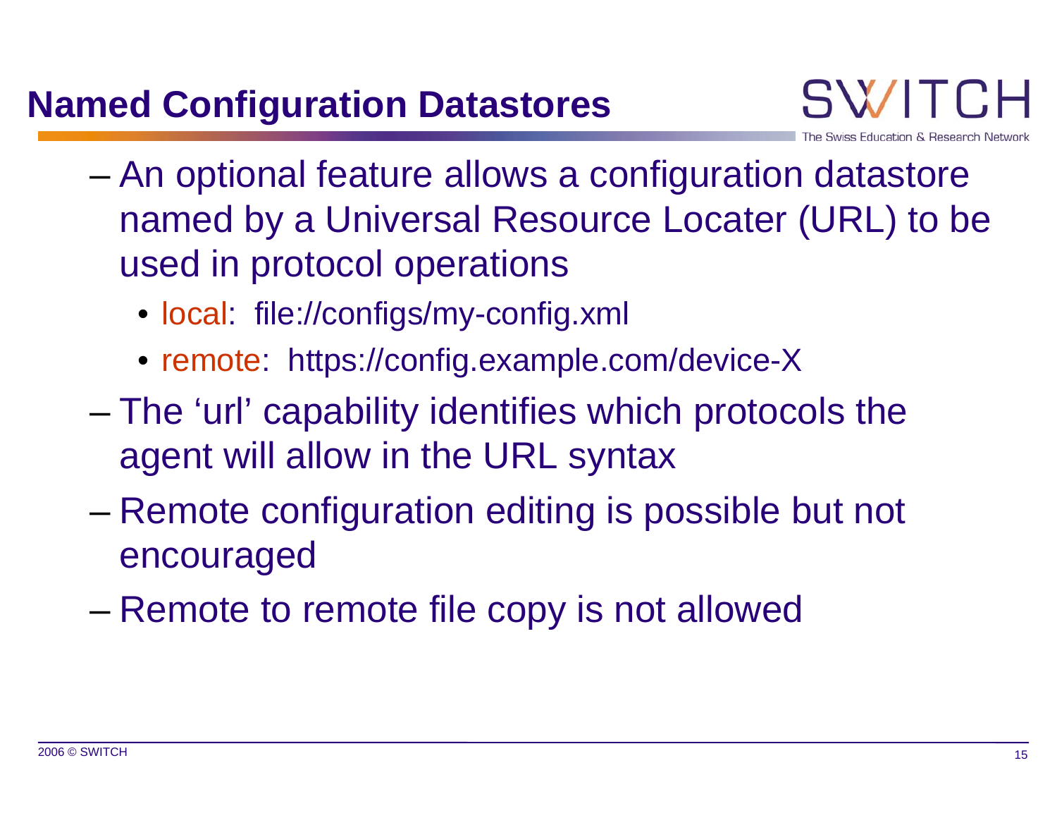# Named Configuration Datastores

- An optional feature allows a configuration datastore named by a Universal Resource Locater (URL) to be used in protocol operations
  - local: file://configs/my-config.xml
  - remote: https://config.example.com/device-X
- The 'url' capability identifies which protocols the agent will allow in the URL syntax
- Remote configuration editing is possible but not encouraged
- Remote to remote file copy is not allowed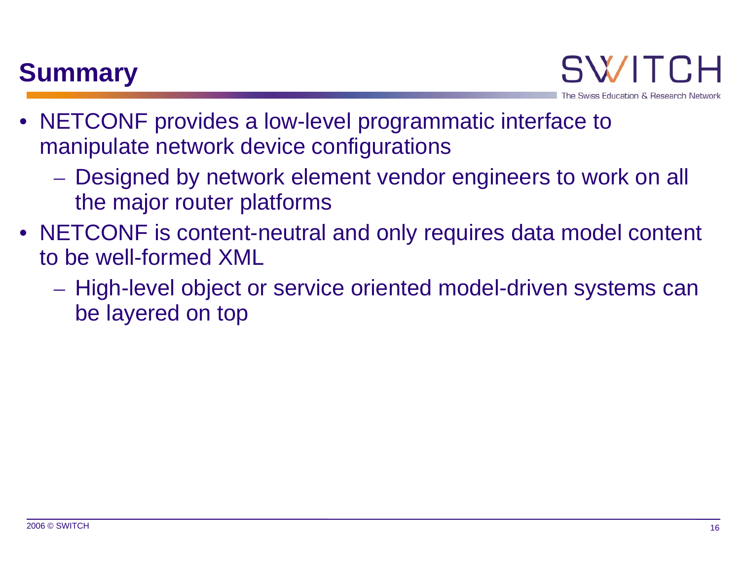# Summary

- NETCONF provides a low-level programmatic interface to manipulate network device configurations
  - Designed by network element vendor engineers to work on all the major router platforms
- NETCONF is content-neutral and only requires data model content to be well-formed XML
  - High-level object or service oriented model-driven systems can be layered on top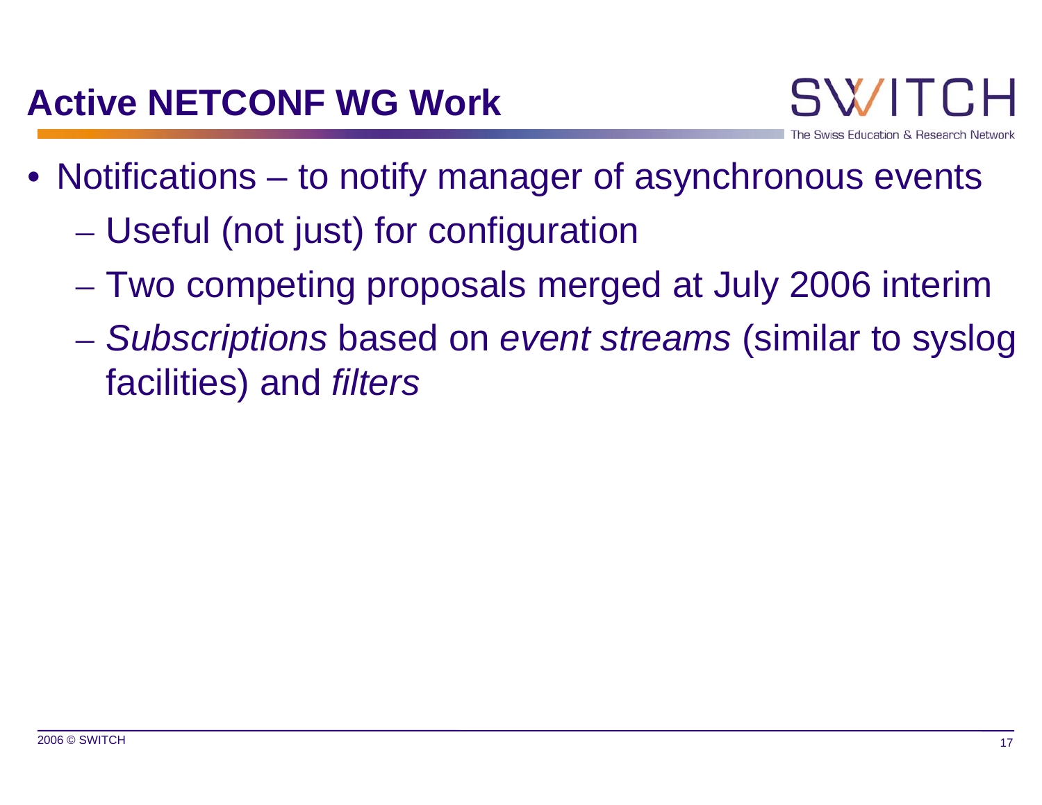# Active NETCONF WG Work

- Notifications – to notify manager of asynchronous events
  - Useful (not just) for configuration
  - Two competing proposals merged at July 2006 interim
  - *Subscriptions* based on *event streams* (similar to syslog facilities) and *filters*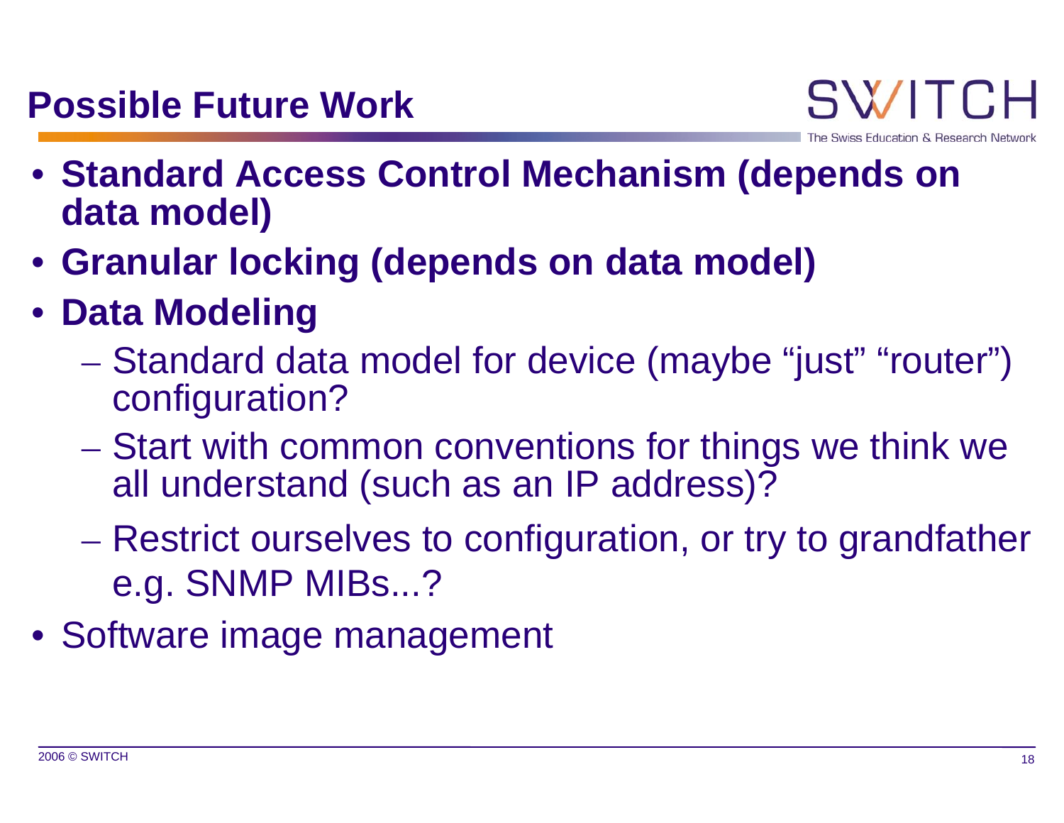# Possible Future Work

- **Standard Access Control Mechanism (depends on data model)**
- **Granular locking (depends on data model)**
- **Data Modeling**
  - Standard data model for device (maybe “just” “router”) configuration?
  - Start with common conventions for things we think we all understand (such as an IP address)?
  - Restrict ourselves to configuration, or try to grandfather e.g. SNMP MIBs...?
- Software image management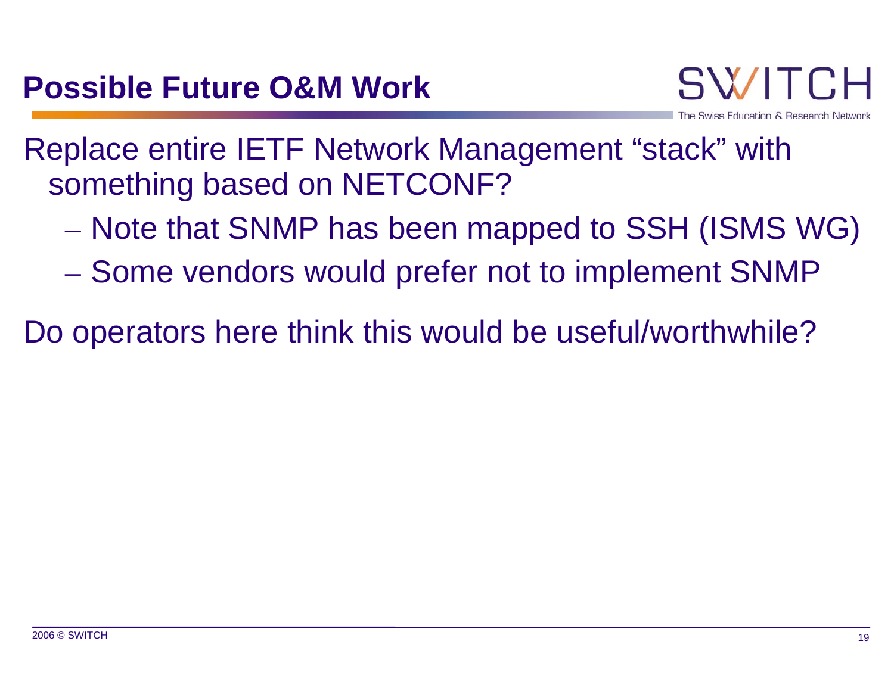# Possible Future O&M Work

Replace entire IETF Network Management "stack" with something based on NETCONF?

- Note that SNMP has been mapped to SSH (ISMS WG)
- Some vendors would prefer not to implement SNMP

Do operators here think this would be useful/worthwhile?